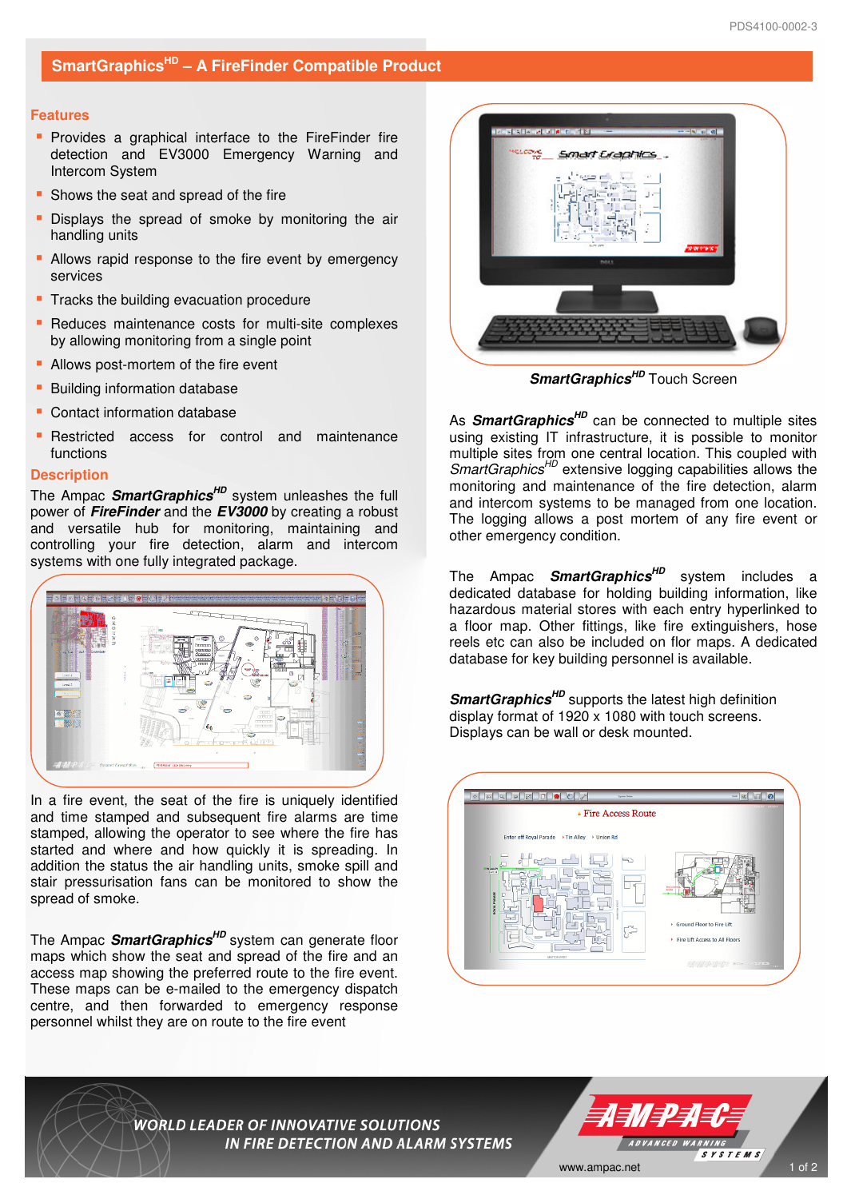## SmartGraphics[HD] – A FireFinder Compatible Product

### Features

- Provides a graphical interface to the FireFinder fire detection and EV3000 Emergency Warning and Intercom System
- Shows the seat and spread of the fire
- Displays the spread of smoke by monitoring the air handling units
- Allows rapid response to the fire event by emergency services
- Tracks the building evacuation procedure
- Reduces maintenance costs for multi-site complexes by allowing monitoring from a single point
- Allows post-mortem of the fire event
- Building information database
- Contact information database
- Restricted access for control and maintenance functions

### Description

The Ampac ***SmartGraphics[HD]*** system unleashes the full power of ***FireFinder*** and the ***EV3000*** by creating a robust and versatile hub for monitoring, maintaining and controlling your fire detection, alarm and intercom systems with one fully integrated package.

In a fire event, the seat of the fire is uniquely identified and time stamped and subsequent fire alarms are time stamped, allowing the operator to see where the fire has started and where and how quickly it is spreading. In addition the status the air handling units, smoke spill and stair pressurisation fans can be monitored to show the spread of smoke.

The Ampac ***SmartGraphics[HD]*** system can generate floor maps which show the seat and spread of the fire and an access map showing the preferred route to the fire event. These maps can be e-mailed to the emergency dispatch centre, and then forwarded to emergency response personnel whilst they are on route to the fire event

***SmartGraphics[HD]*** Touch Screen

As ***SmartGraphics[HD]*** can be connected to multiple sites using existing IT infrastructure, it is possible to monitor multiple sites from one central location. This coupled with *SmartGraphics[HD]* extensive logging capabilities allows the monitoring and maintenance of the fire detection, alarm and intercom systems to be managed from one location. The logging allows a post mortem of any fire event or other emergency condition.

The Ampac ***SmartGraphics[HD]*** system includes a dedicated database for holding building information, like hazardous material stores with each entry hyperlinked to a floor map. Other fittings, like fire extinguishers, hose reels etc can also be included on flor maps. A dedicated database for key building personnel is available.

***SmartGraphics[HD]*** supports the latest high definition display format of 1920 x 1080 with touch screens. Displays can be wall or desk mounted.

WORLD LEADER OF INNOVATIVE SOLUTIONS IN FIRE DETECTION AND ALARM SYSTEMS

AMPAC ADVANCED WARNING SYSTEMS

www.ampac.net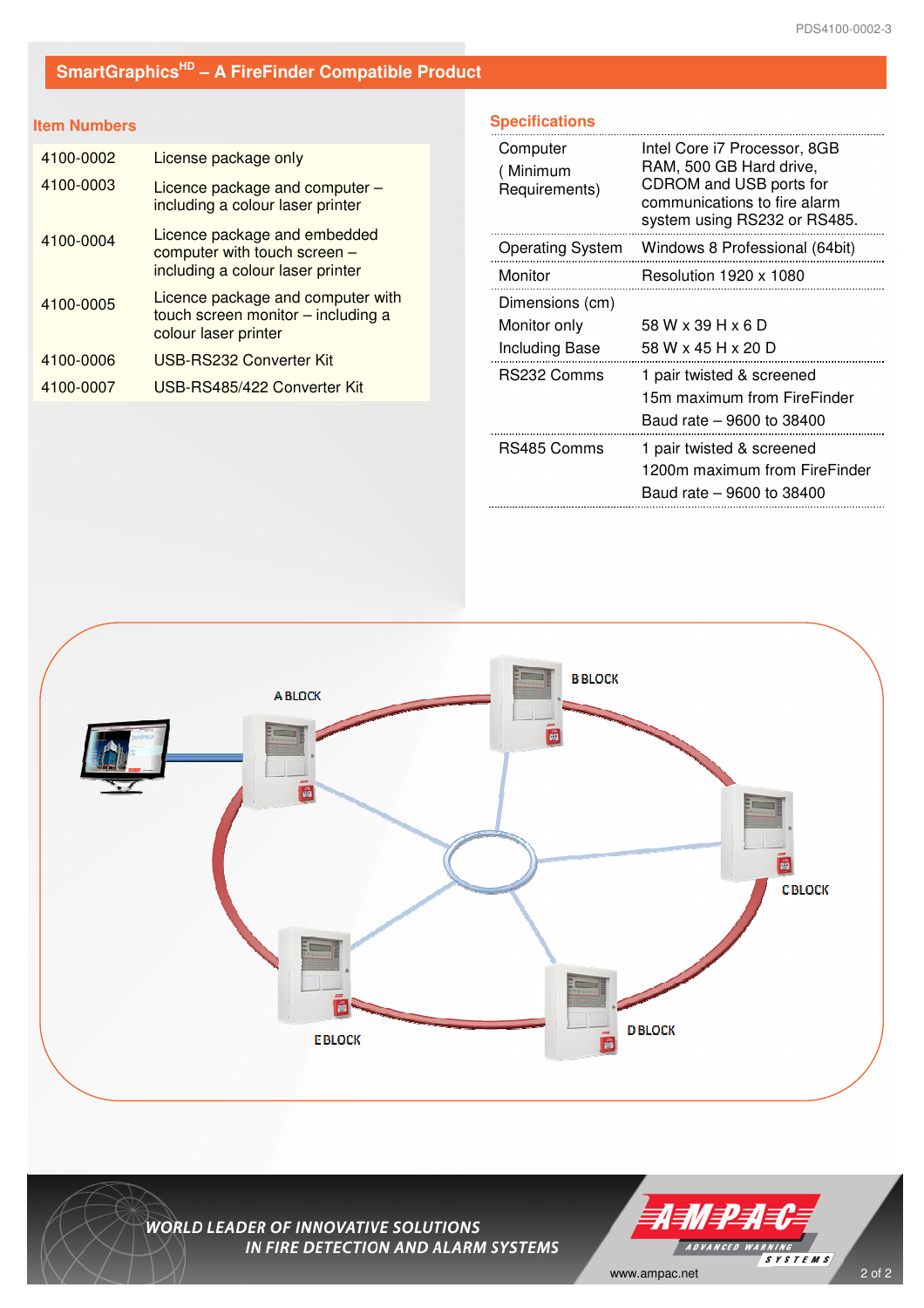## SmartGraphics[HD] – A FireFinder Compatible Product

### Item Numbers

| | |
|---|---|
| 4100-0002 | License package only |
| 4100-0003 | Licence package and computer – including a colour laser printer |
| 4100-0004 | Licence package and embedded computer with touch screen – including a colour laser printer |
| 4100-0005 | Licence package and computer with touch screen monitor – including a colour laser printer |
| 4100-0006 | USB-RS232 Converter Kit |
| 4100-0007 | USB-RS485/422 Converter Kit |

### Specifications

| | |
|---|---|
| Computer ( Minimum Requirements) | Intel Core i7 Processor, 8GB RAM, 500 GB Hard drive, CDROM and USB ports for communications to fire alarm system using RS232 or RS485. |
| Operating System | Windows 8 Professional (64bit) |
| Monitor | Resolution 1920 x 1080 |
| Dimensions (cm) | |
| Monitor only | 58 W x 39 H x 6 D |
| Including Base | 58 W x 45 H x 20 D |
| RS232 Comms | 1 pair twisted & screened<br>15m maximum from FireFinder<br>Baud rate – 9600 to 38400 |
| RS485 Comms | 1 pair twisted & screened<br>1200m maximum from FireFinder<br>Baud rate – 9600 to 38400 |

A BLOCK

B BLOCK

C BLOCK

D BLOCK

E BLOCK

WORLD LEADER OF INNOVATIVE SOLUTIONS IN FIRE DETECTION AND ALARM SYSTEMS

AMPAC ADVANCED WARNING SYSTEMS

www.ampac.net